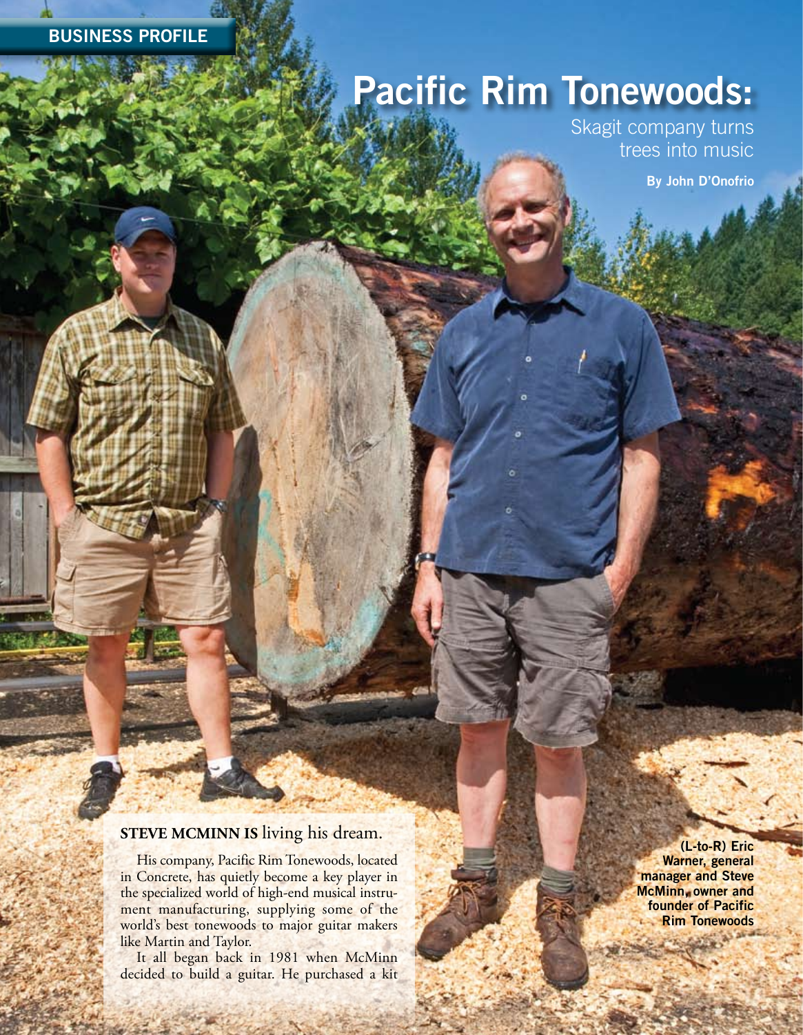BUSINESS PROFILE

# Pacific Rim Tonewoods:

## Skagit company turns trees into music

**By John D'Onofrio**

(L-to-R) Eric Warner, general manager and Steve McMinn, owner and founder of Pacific Rim Tonewoods

**STEVE MCMINN IS** living his dream.

His company, Pacific Rim Tonewoods, located in Concrete, has quietly become a key player in the specialized world of high-end musical instrument manufacturing, supplying some of the world's best tonewoods to major guitar makers like Martin and Taylor.

It all began back in 1981 when McMinn decided to build a guitar. He purchased a kit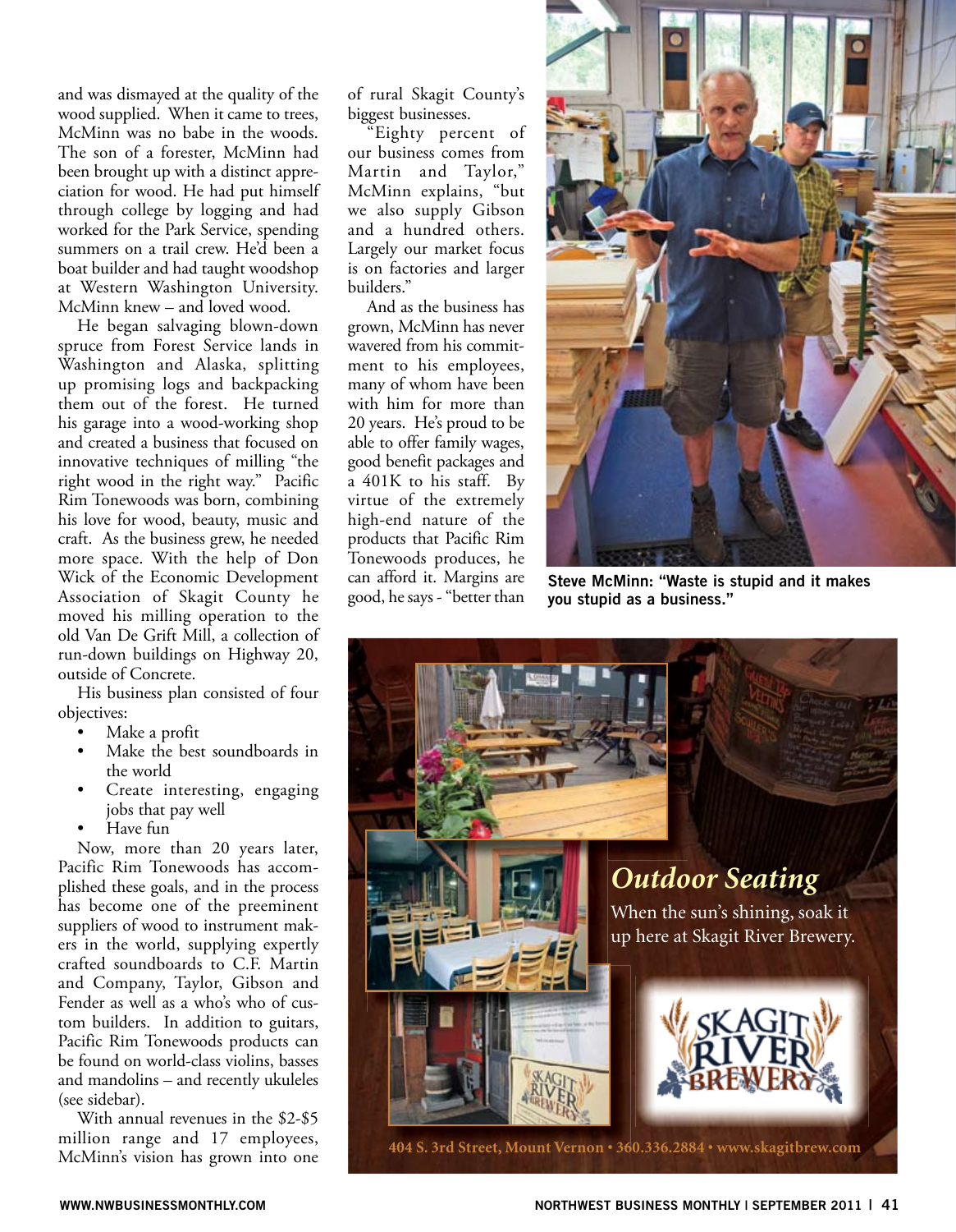and was dismayed at the quality of the wood supplied. When it came to trees, McMinn was no babe in the woods. The son of a forester, McMinn had been brought up with a distinct appreciation for wood. He had put himself through college by logging and had worked for the Park Service, spending summers on a trail crew. He'd been a boat builder and had taught woodshop at Western Washington University. McMinn knew – and loved wood.

He began salvaging blown-down spruce from Forest Service lands in Washington and Alaska, splitting up promising logs and backpacking them out of the forest. He turned his garage into a wood-working shop and created a business that focused on innovative techniques of milling "the right wood in the right way." Pacific Rim Tonewoods was born, combining his love for wood, beauty, music and craft. As the business grew, he needed more space. With the help of Don Wick of the Economic Development Association of Skagit County he moved his milling operation to the old Van De Grift Mill, a collection of run-down buildings on Highway 20, outside of Concrete.

His business plan consisted of four objectives:

- Make a profit
- Make the best soundboards in the world
- Create interesting, engaging jobs that pay well
- Have fun

Now, more than 20 years later, Pacific Rim Tonewoods has accomplished these goals, and in the process has become one of the preeminent suppliers of wood to instrument makers in the world, supplying expertly crafted soundboards to C.F. Martin and Company, Taylor, Gibson and Fender as well as a who's who of custom builders. In addition to guitars, Pacific Rim Tonewoods products can be found on world-class violins, basses and mandolins – and recently ukuleles (see sidebar).

With annual revenues in the $2-$5 million range and 17 employees, McMinn's vision has grown into one of rural Skagit County's biggest businesses.

"Eighty percent of our business comes from Martin and Taylor," McMinn explains, "but we also supply Gibson and a hundred others. Largely our market focus is on factories and larger builders."

And as the business has grown, McMinn has never wavered from his commitment to his employees, many of whom have been with him for more than 20 years. He's proud to be able to offer family wages, good benefit packages and a 401K to his staff. By virtue of the extremely high-end nature of the products that Pacific Rim Tonewoods produces, he can afford it. Margins are good, he says - "better than

**Steve McMinn: "Waste is stupid and it makes you stupid as a business."**

*Outdoor Seating*

When the sun's shining, soak it up here at Skagit River Brewery.

SKAGIT RIVER BREWERY

404 S. 3rd Street, Mount Vernon • 360.336.2884 • www.skagitbrew.com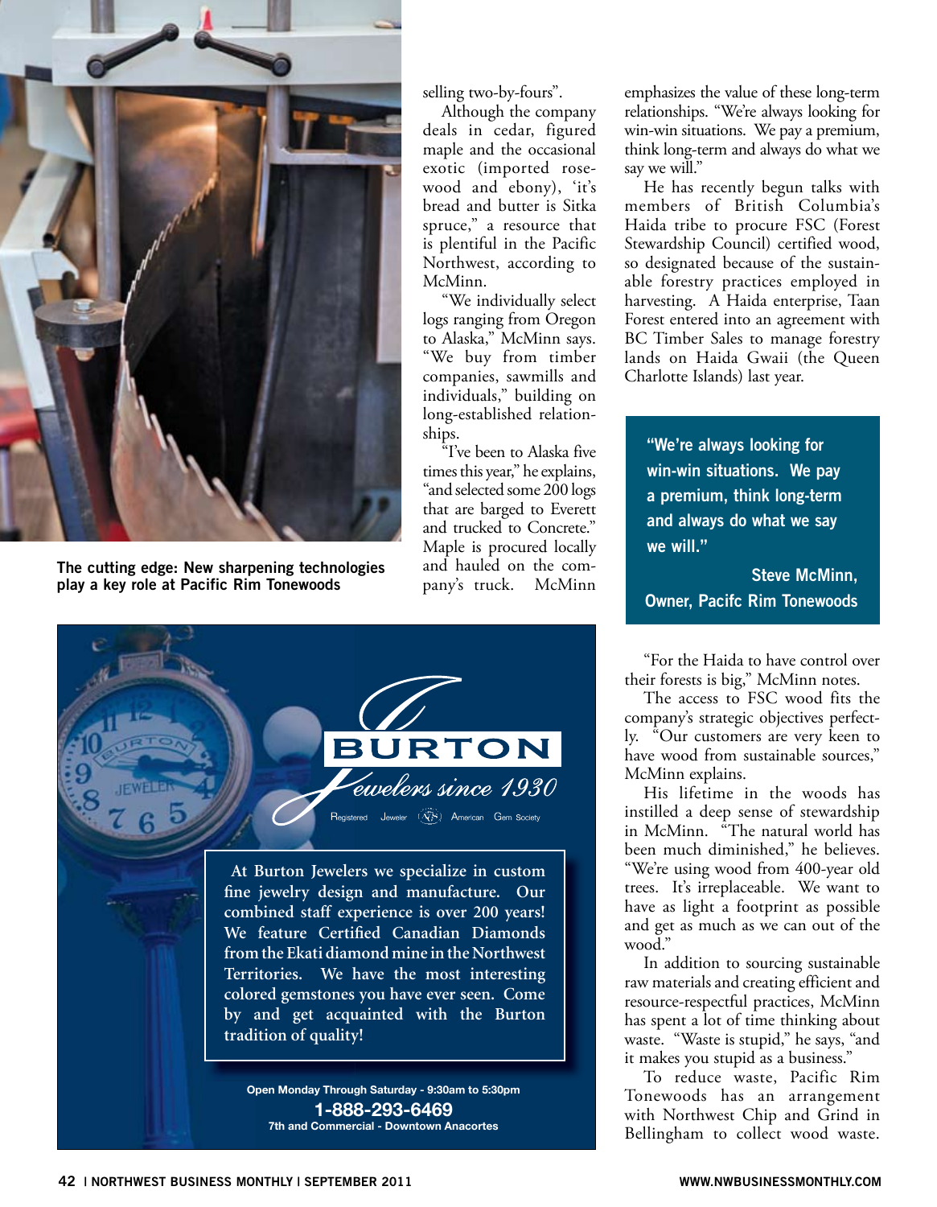The cutting edge: New sharpening technologies play a key role at Pacific Rim Tonewoods

selling two-by-fours".

Although the company deals in cedar, figured maple and the occasional exotic (imported rosewood and ebony), 'it's bread and butter is Sitka spruce," a resource that is plentiful in the Pacific Northwest, according to McMinn.

"We individually select logs ranging from Oregon to Alaska," McMinn says. "We buy from timber companies, sawmills and individuals," building on long-established relationships.

"I've been to Alaska five times this year," he explains, "and selected some 200 logs that are barged to Everett and trucked to Concrete." Maple is procured locally and hauled on the company's truck. McMinn emphasizes the value of these long-term relationships. "We're always looking for win-win situations. We pay a premium, think long-term and always do what we say we will."

He has recently begun talks with members of British Columbia's Haida tribe to procure FSC (Forest Stewardship Council) certified wood, so designated because of the sustainable forestry practices employed in harvesting. A Haida enterprise, Taan Forest entered into an agreement with BC Timber Sales to manage forestry lands on Haida Gwaii (the Queen Charlotte Islands) last year.

> **"We're always looking for win-win situations. We pay a premium, think long-term and always do what we say we will."**
>
> **Steve McMinn, Owner, Pacifc Rim Tonewoods**

"For the Haida to have control over their forests is big," McMinn notes.

The access to FSC wood fits the company's strategic objectives perfectly. "Our customers are very keen to have wood from sustainable sources," McMinn explains.

His lifetime in the woods has instilled a deep sense of stewardship in McMinn. "The natural world has been much diminished," he believes. "We're using wood from 400-year old trees. It's irreplaceable. We want to have as light a footprint as possible and get as much as we can out of the wood."

In addition to sourcing sustainable raw materials and creating efficient and resource-respectful practices, McMinn has spent a lot of time thinking about waste. "Waste is stupid," he says, "and it makes you stupid as a business."

To reduce waste, Pacific Rim Tonewoods has an arrangement with Northwest Chip and Grind in Bellingham to collect wood waste.

---

**BURTON**
*Jewelers since 1930*
Registered Jeweler American Gem Society

At Burton Jewelers we specialize in custom fine jewelry design and manufacture. Our combined staff experience is over 200 years! We feature Certified Canadian Diamonds from the Ekati diamond mine in the Northwest Territories. We have the most interesting colored gemstones you have ever seen. Come by and get acquainted with the Burton tradition of quality!

**Open Monday Through Saturday - 9:30am to 5:30pm**
**1-888-293-6469**
**7th and Commercial - Downtown Anacortes**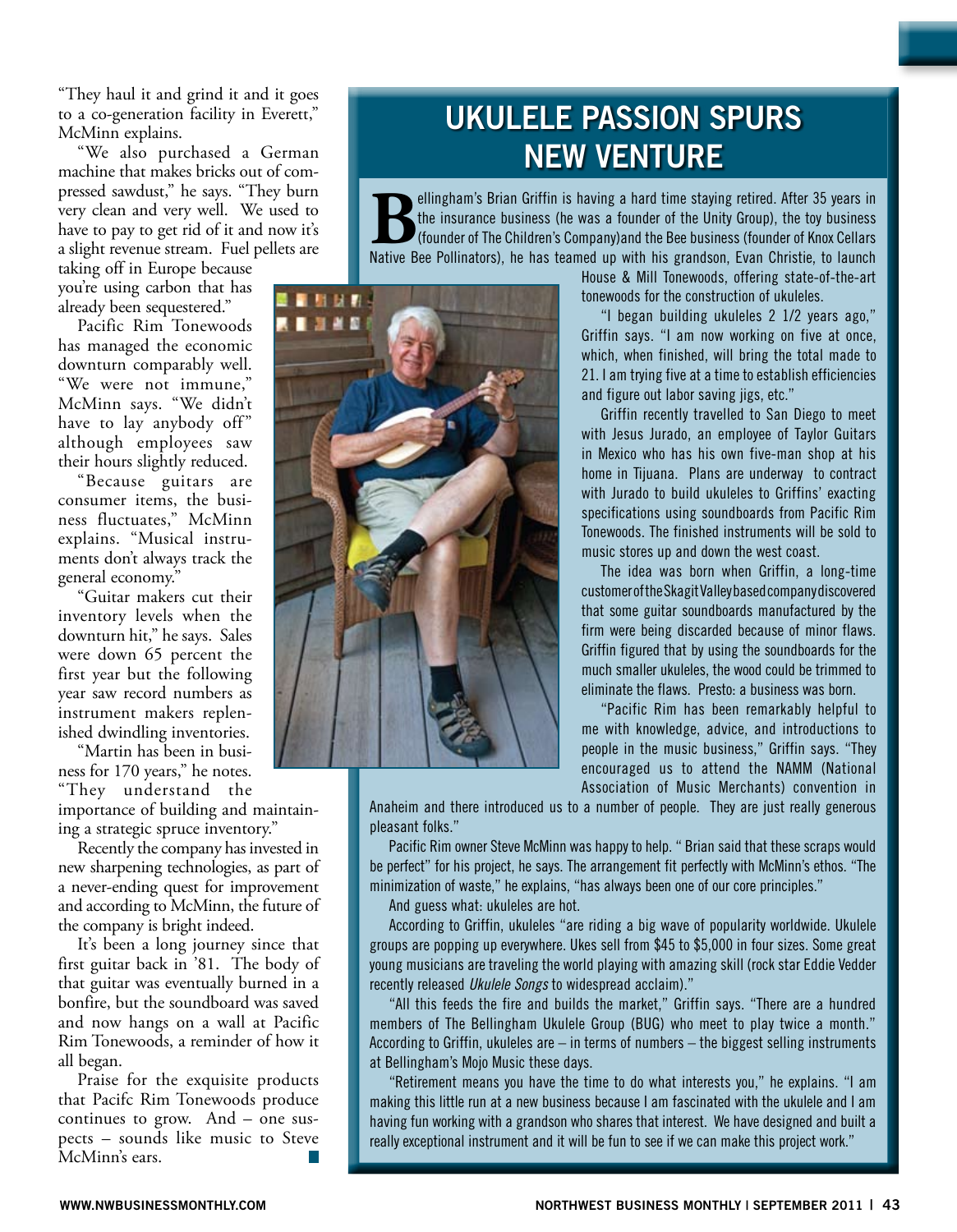"They haul it and grind it and it goes to a co-generation facility in Everett," McMinn explains.

"We also purchased a German machine that makes bricks out of compressed sawdust," he says. "They burn very clean and very well. We used to have to pay to get rid of it and now it's a slight revenue stream. Fuel pellets are taking off in Europe because you're using carbon that has already been sequestered."

Pacific Rim Tonewoods has managed the economic downturn comparably well. "We were not immune," McMinn says. "We didn't have to lay anybody off" although employees saw their hours slightly reduced.

"Because guitars are consumer items, the business fluctuates," McMinn explains. "Musical instruments don't always track the general economy."

"Guitar makers cut their inventory levels when the downturn hit," he says. Sales were down 65 percent the first year but the following year saw record numbers as instrument makers replenished dwindling inventories.

"Martin has been in business for 170 years," he notes. "They understand the importance of building and maintaining a strategic spruce inventory."

Recently the company has invested in new sharpening technologies, as part of a never-ending quest for improvement and according to McMinn, the future of the company is bright indeed.

It's been a long journey since that first guitar back in '81. The body of that guitar was eventually burned in a bonfire, but the soundboard was saved and now hangs on a wall at Pacific Rim Tonewoods, a reminder of how it all began.

Praise for the exquisite products that Pacifc Rim Tonewoods produce continues to grow. And – one suspects – sounds like music to Steve McMinn's ears.

## UKULELE PASSION SPURS NEW VENTURE

Bellingham's Brian Griffin is having a hard time staying retired. After 35 years in the insurance business (he was a founder of the Unity Group), the toy business (founder of The Children's Company)and the Bee business (founder of Knox Cellars Native Bee Pollinators), he has teamed up with his grandson, Evan Christie, to launch House & Mill Tonewoods, offering state-of-the-art tonewoods for the construction of ukuleles.

"I began building ukuleles 2 1/2 years ago," Griffin says. "I am now working on five at once, which, when finished, will bring the total made to 21. I am trying five at a time to establish efficiencies and figure out labor saving jigs, etc."

Griffin recently travelled to San Diego to meet with Jesus Jurado, an employee of Taylor Guitars in Mexico who has his own five-man shop at his home in Tijuana. Plans are underway to contract with Jurado to build ukuleles to Griffins' exacting specifications using soundboards from Pacific Rim Tonewoods. The finished instruments will be sold to music stores up and down the west coast.

The idea was born when Griffin, a long-time customer of the Skagit Valley based company discovered that some guitar soundboards manufactured by the firm were being discarded because of minor flaws. Griffin figured that by using the soundboards for the much smaller ukuleles, the wood could be trimmed to eliminate the flaws. Presto: a business was born.

"Pacific Rim has been remarkably helpful to me with knowledge, advice, and introductions to people in the music business," Griffin says. "They encouraged us to attend the NAMM (National Association of Music Merchants) convention in Anaheim and there introduced us to a number of people. They are just really generous pleasant folks."

Pacific Rim owner Steve McMinn was happy to help. " Brian said that these scraps would be perfect" for his project, he says. The arrangement fit perfectly with McMinn's ethos. "The minimization of waste," he explains, "has always been one of our core principles."

And guess what: ukuleles are hot.

According to Griffin, ukuleles "are riding a big wave of popularity worldwide. Ukulele groups are popping up everywhere. Ukes sell from $45 to $5,000 in four sizes. Some great young musicians are traveling the world playing with amazing skill (rock star Eddie Vedder recently released *Ukulele Songs* to widespread acclaim)."

"All this feeds the fire and builds the market," Griffin says. "There are a hundred members of The Bellingham Ukulele Group (BUG) who meet to play twice a month." According to Griffin, ukuleles are – in terms of numbers – the biggest selling instruments at Bellingham's Mojo Music these days.

"Retirement means you have the time to do what interests you," he explains. "I am making this little run at a new business because I am fascinated with the ukulele and I am having fun working with a grandson who shares that interest. We have designed and built a really exceptional instrument and it will be fun to see if we can make this project work."